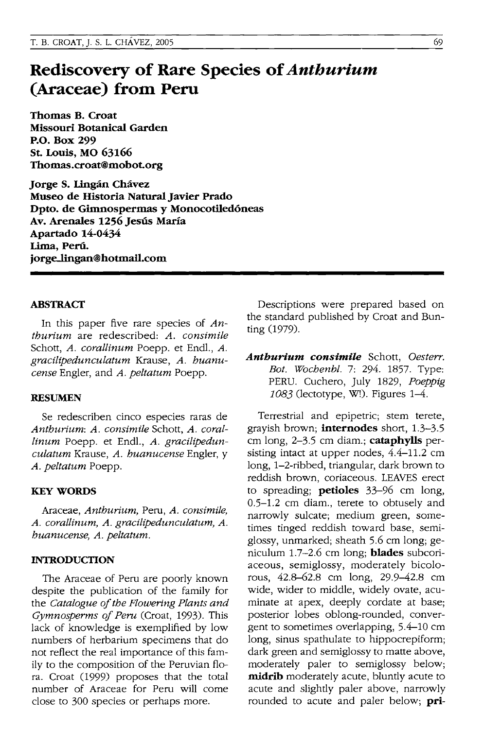# Rediscovery of Rare Species of *Anthurium* (Araceae) from Peru

**Thomas B. Croat**
**Missouri Botanical Garden**
**P.O. Box 299**
**St. Louis, MO 63166**
**Thomas.croat@mobot.org**

**Jorge S. Lingán Chávez**
**Museo de Historia Natural Javier Prado**
**Dpto. de Gimnospermas y Monocotiledóneas**
**Av. Arenales 1256 Jesús María**
**Apartado 14-0434**
**Lima, Perú.**
**jorge_lingan@hotmail.com**

## ABSTRACT

In this paper five rare species of *Anthurium* are redescribed: *A. consimile* Schott, *A. corallinum* Poepp. et Endl., *A. gracilipedunculatum* Krause, *A. huanucense* Engler, and *A. peltatum* Poepp.

## RESUMEN

Se redescriben cinco especies raras de *Anthurium*: *A. consimile* Schott, *A. corallinum* Poepp. et Endl., *A. gracilipedunculatum* Krause, *A. huanucense* Engler, y *A. peltatum* Poepp.

## KEY WORDS

Araceae, *Anthurium*, Peru, *A. consimile*, *A. corallinum*, *A. gracilipedunculatum*, *A. huanucense*, *A. peltatum*.

## INTRODUCTION

The Araceae of Peru are poorly known despite the publication of the family for the *Catalogue of the Flowering Plants and Gymnosperms of Peru* (Croat, 1993). This lack of knowledge is exemplified by low numbers of herbarium specimens that do not reflect the real importance of this family to the composition of the Peruvian flora. Croat (1999) proposes that the total number of Araceae for Peru will come close to 300 species or perhaps more.

Descriptions were prepared based on the standard published by Croat and Bunting (1979).

***Anthurium consimile*** Schott, *Oesterr. Bot. Wochenbl.* 7: 294. 1857. Type: PERU. Cuchero, July 1829, *Poeppig 1083* (lectotype, W!). Figures 1–4.

Terrestrial and epipetric; stem terete, grayish brown; **internodes** short, 1.3–3.5 cm long, 2–3.5 cm diam.; **cataphylls** persisting intact at upper nodes, 4.4–11.2 cm long, 1–2-ribbed, triangular, dark brown to reddish brown, coriaceous. LEAVES erect to spreading; **petioles** 33–96 cm long, 0.5–1.2 cm diam., terete to obtusely and narrowly sulcate; medium green, sometimes tinged reddish toward base, semiglossy, unmarked; sheath 5.6 cm long; geniculum 1.7–2.6 cm long; **blades** subcoriaceous, semiglossy, moderately bicolorous, 42.8–62.8 cm long, 29.9–42.8 cm wide, wider to middle, widely ovate, acuminate at apex, deeply cordate at base; posterior lobes oblong-rounded, convergent to sometimes overlapping, 5.4–10 cm long, sinus spathulate to hippocrepiform; dark green and semiglossy to matte above, moderately paler to semiglossy below; **midrib** moderately acute, bluntly acute to acute and slightly paler above, narrowly rounded to acute and paler below; **pri-**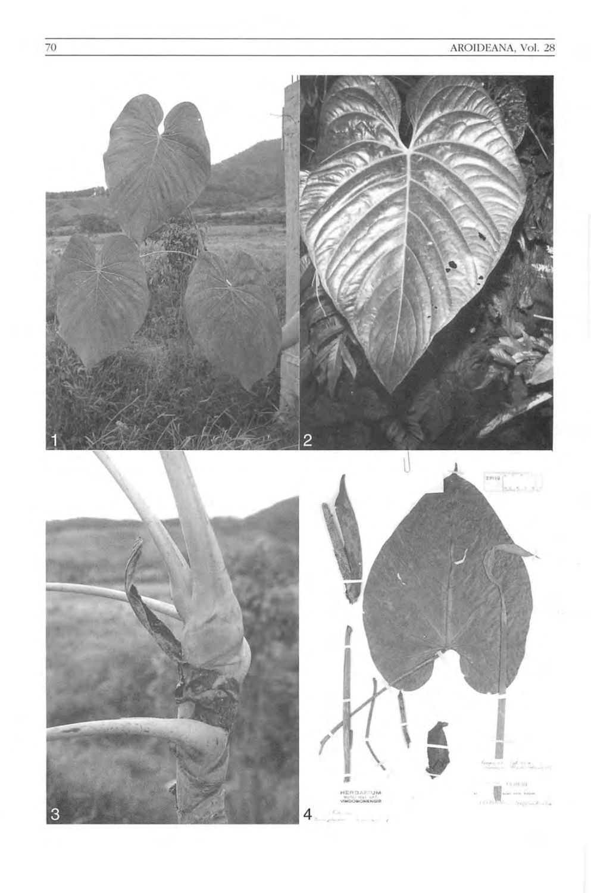1

2

3

4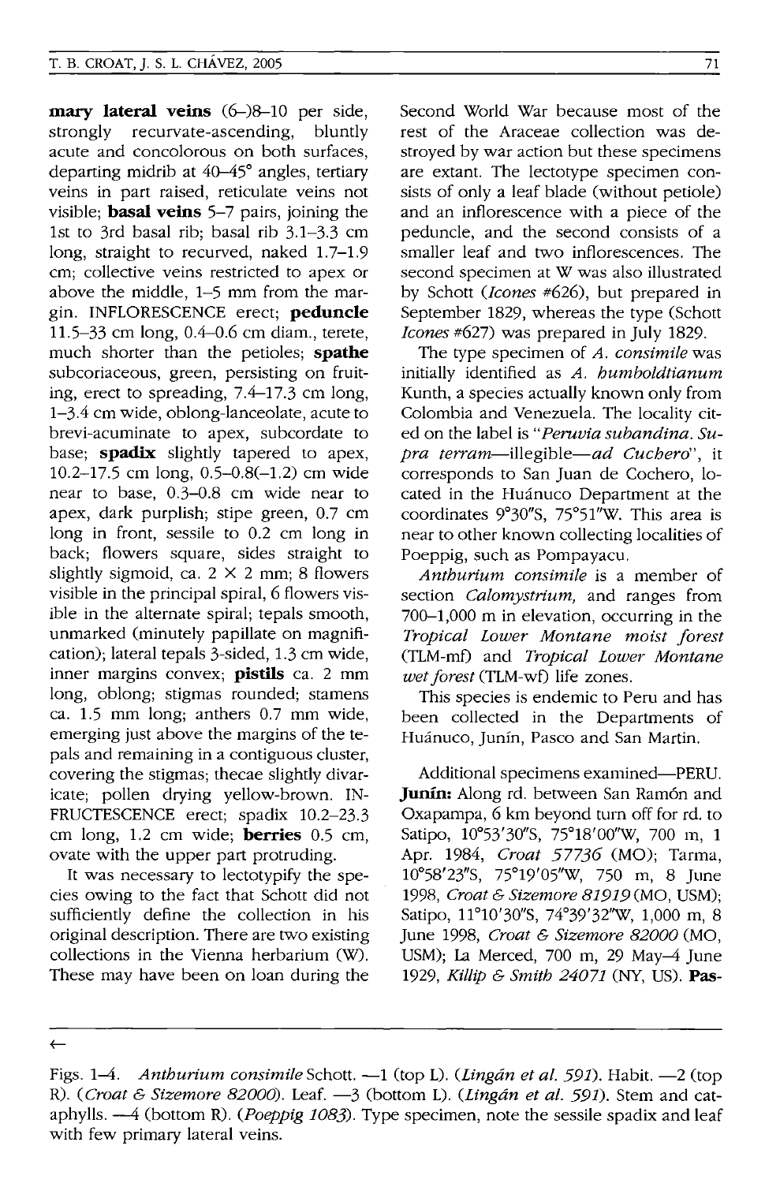**mary lateral veins** (6–)8–10 per side, strongly recurvate-ascending, bluntly acute and concolorous on both surfaces, departing midrib at 40–45° angles, tertiary veins in part raised, reticulate veins not visible; **basal veins** 5–7 pairs, joining the 1st to 3rd basal rib; basal rib 3.1–3.3 cm long, straight to recurved, naked 1.7–1.9 cm; collective veins restricted to apex or above the middle, 1–5 mm from the margin. INFLORESCENCE erect; **peduncle** 11.5–33 cm long, 0.4–0.6 cm diam., terete, much shorter than the petioles; **spathe** subcoriaceous, green, persisting on fruiting, erect to spreading, 7.4–17.3 cm long, 1–3.4 cm wide, oblong-lanceolate, acute to brevi-acuminate to apex, subcordate to base; **spadix** slightly tapered to apex, 10.2–17.5 cm long, 0.5–0.8(–1.2) cm wide near to base, 0.3–0.8 cm wide near to apex, dark purplish; stipe green, 0.7 cm long in front, sessile to 0.2 cm long in back; flowers square, sides straight to slightly sigmoid, ca. 2 × 2 mm; 8 flowers visible in the principal spiral, 6 flowers visible in the alternate spiral; tepals smooth, unmarked (minutely papillate on magnification); lateral tepals 3-sided, 1.3 cm wide, inner margins convex; **pistils** ca. 2 mm long, oblong; stigmas rounded; stamens ca. 1.5 mm long; anthers 0.7 mm wide, emerging just above the margins of the tepals and remaining in a contiguous cluster, covering the stigmas; thecae slightly divaricate; pollen drying yellow-brown. INFRUCTESCENCE erect; spadix 10.2–23.3 cm long, 1.2 cm wide; **berries** 0.5 cm, ovate with the upper part protruding.

It was necessary to lectotypify the species owing to the fact that Schott did not sufficiently define the collection in his original description. There are two existing collections in the Vienna herbarium (W). These may have been on loan during the Second World War because most of the rest of the Araceae collection was destroyed by war action but these specimens are extant. The lectotype specimen consists of only a leaf blade (without petiole) and an inflorescence with a piece of the peduncle, and the second consists of a smaller leaf and two inflorescences. The second specimen at W was also illustrated by Schott (*Icones* #626), but prepared in September 1829, whereas the type (Schott *Icones* #627) was prepared in July 1829.

The type specimen of *A. consimile* was initially identified as *A. humboldtianum* Kunth, a species actually known only from Colombia and Venezuela. The locality cited on the label is "*Peruvia subandina. Supra terram*—illegible—*ad Cuchero*", it corresponds to San Juan de Cochero, located in the Huánuco Department at the coordinates 9°30"S, 75°51"W. This area is near to other known collecting localities of Poeppig, such as Pompayacu.

*Anthurium consimile* is a member of section *Calomystrium*, and ranges from 700–1,000 m in elevation, occurring in the *Tropical Lower Montane moist forest* (TLM-mf) and *Tropical Lower Montane wet forest* (TLM-wf) life zones.

This species is endemic to Peru and has been collected in the Departments of Huánuco, Junín, Pasco and San Martin.

Additional specimens examined—PERU. **Junín:** Along rd. between San Ramón and Oxapampa, 6 km beyond turn off for rd. to Satipo, 10°53'30"S, 75°18'00"W, 700 m, 1 Apr. 1984, *Croat 57736* (MO); Tarma, 10°58'23"S, 75°19'05"W, 750 m, 8 June 1998, *Croat & Sizemore 81919* (MO, USM); Satipo, 11°10'30"S, 74°39'32"W, 1,000 m, 8 June 1998, *Croat & Sizemore 82000* (MO, USM); La Merced, 700 m, 29 May–4 June 1929, *Killip & Smith 24071* (NY, US). **Pas-**

←

Figs. 1–4. *Anthurium consimile* Schott. —1 (top L). (*Lingán et al. 591*). Habit. —2 (top R). (*Croat & Sizemore 82000*). Leaf. —3 (bottom L). (*Lingán et al. 591*). Stem and cataphylls. —4 (bottom R). (*Poeppig 1083*). Type specimen, note the sessile spadix and leaf with few primary lateral veins.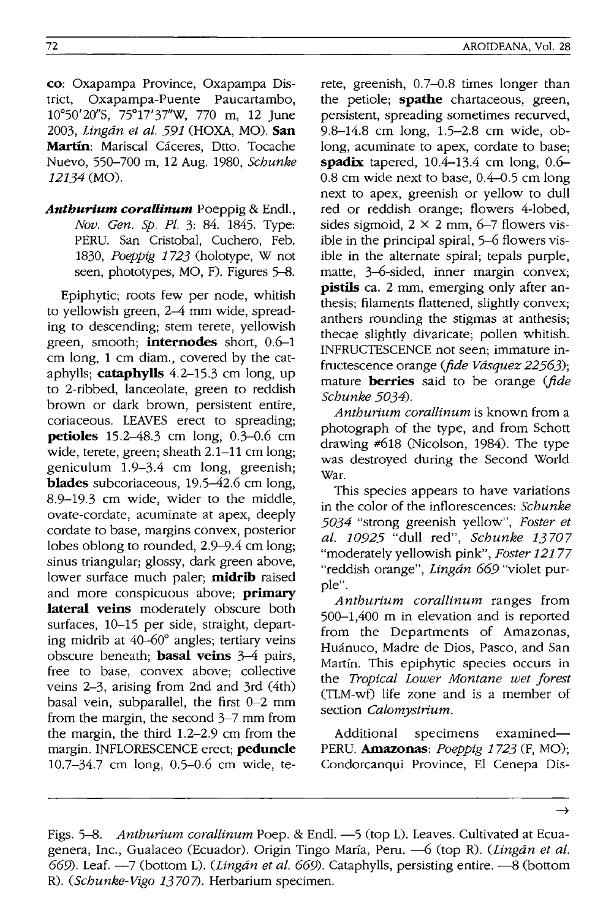**co**: Oxapampa Province, Oxapampa District, Oxapampa-Puente Paucartambo, 10°50′20″S, 75°17′37″W, 770 m, 12 June 2003, *Lingán et al. 591* (HOXA, MO). **San Martín**: Mariscal Cáceres, Dtto. Tocache Nuevo, 550–700 m, 12 Aug. 1980, *Schunke 12134* (MO).

***Anthurium corallinum*** Poeppig & Endl., *Nov. Gen. Sp. Pl.* 3: 84. 1845. Type: PERU. San Cristobal, Cuchero, Feb. 1830, *Poeppig 1723* (holotype, W not seen, phototypes, MO, F). Figures 5–8.

Epiphytic; roots few per node, whitish to yellowish green, 2–4 mm wide, spreading to descending; stem terete, yellowish green, smooth; **internodes** short, 0.6–1 cm long, 1 cm diam., covered by the cataphylls; **cataphylls** 4.2–15.3 cm long, up to 2-ribbed, lanceolate, green to reddish brown or dark brown, persistent entire, coriaceous. LEAVES erect to spreading; **petioles** 15.2–48.3 cm long, 0.3–0.6 cm wide, terete, green; sheath 2.1–11 cm long; geniculum 1.9–3.4 cm long, greenish; **blades** subcoriaceous, 19.5–42.6 cm long, 8.9–19.3 cm wide, wider to the middle, ovate-cordate, acuminate at apex, deeply cordate to base, margins convex, posterior lobes oblong to rounded, 2.9–9.4 cm long; sinus triangular; glossy, dark green above, lower surface much paler; **midrib** raised and more conspicuous above; **primary lateral veins** moderately obscure both surfaces, 10–15 per side, straight, departing midrib at 40–60° angles; tertiary veins obscure beneath; **basal veins** 3–4 pairs, free to base, convex above; collective veins 2–3, arising from 2nd and 3rd (4th) basal vein, subparallel, the first 0–2 mm from the margin, the second 3–7 mm from the margin, the third 1.2–2.9 cm from the margin. INFLORESCENCE erect; **peduncle** 10.7–34.7 cm long, 0.5–0.6 cm wide, terete, greenish, 0.7–0.8 times longer than the petiole; **spathe** chartaceous, green, persistent, spreading sometimes recurved, 9.8–14.8 cm long, 1.5–2.8 cm wide, oblong, acuminate to apex, cordate to base; **spadix** tapered, 10.4–13.4 cm long, 0.6–0.8 cm wide next to base, 0.4–0.5 cm long next to apex, greenish or yellow to dull red or reddish orange; flowers 4-lobed, sides sigmoid, 2 × 2 mm, 6–7 flowers visible in the principal spiral, 5–6 flowers visible in the alternate spiral; tepals purple, matte, 3–6-sided, inner margin convex; **pistils** ca. 2 mm, emerging only after anthesis; filaments flattened, slightly convex; anthers rounding the stigmas at anthesis; thecae slightly divaricate; pollen whitish. INFRUCTESCENCE not seen; immature infructescence orange (*fide Vásquez 22563*); mature **berries** said to be orange (*fide Schunke 5034*).

*Anthurium corallinum* is known from a photograph of the type, and from Schott drawing #618 (Nicolson, 1984). The type was destroyed during the Second World War.

This species appears to have variations in the color of the inflorescences: *Schunke 5034* "strong greenish yellow", *Foster et al. 10925* "dull red", *Schunke 13707* "moderately yellowish pink", *Foster 12177* "reddish orange", *Lingán 669* "violet purple".

*Anthurium corallinum* ranges from 500–1,400 m in elevation and is reported from the Departments of Amazonas, Huánuco, Madre de Dios, Pasco, and San Martín. This epiphytic species occurs in the *Tropical Lower Montane wet forest* (TLM-wf) life zone and is a member of section *Calomystrium*.

Additional specimens examined—PERU. **Amazonas**: *Poeppig 1723* (F, MO); Condorcanqui Province, El Cenepa Dis-

Figs. 5–8. *Anthurium corallinum* Poep. & Endl. —5 (top L). Leaves. Cultivated at Ecuagenera, Inc., Gualaceo (Ecuador). Origin Tingo María, Peru. —6 (top R). (*Lingán et al. 669*). Leaf. —7 (bottom L). (*Lingán et al. 669*). Cataphylls, persisting entire. —8 (bottom R). (*Schunke-Vigo 13707*). Herbarium specimen.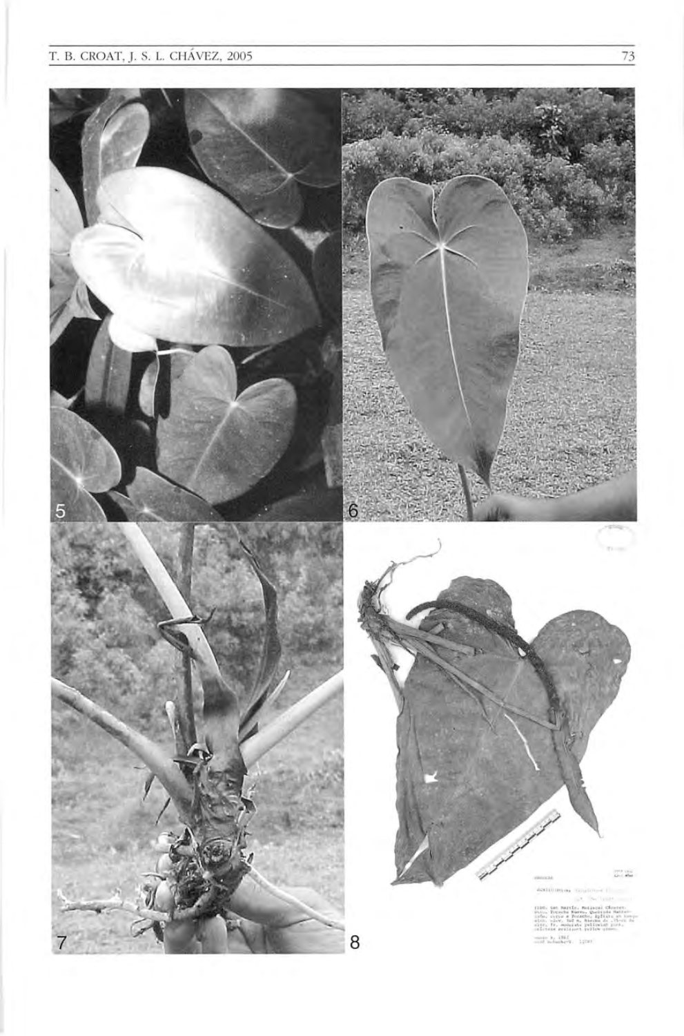5

6

7

8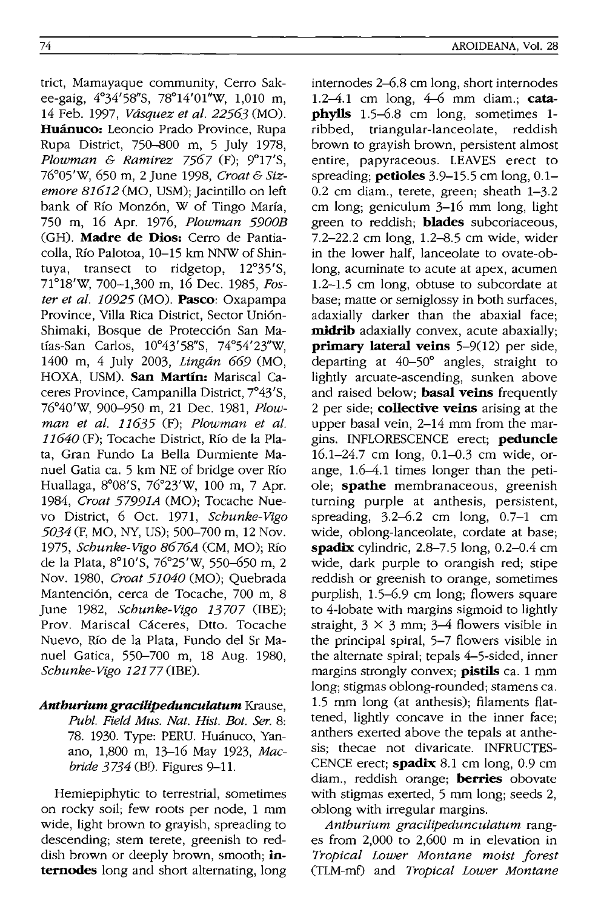trict, Mamayaque community, Cerro Sakee-gaig, 4°34'58"S, 78°14'01"W, 1,010 m, 14 Feb. 1997, *Vásquez et al. 22563* (MO). **Huánuco:** Leoncio Prado Province, Rupa Rupa District, 750–800 m, 5 July 1978, *Plowman & Ramirez 7567* (F); 9°17'S, 76°05'W, 650 m, 2 June 1998, *Croat & Sizemore 81612* (MO, USM); Jacintillo on left bank of Río Monzón, W of Tingo María, 750 m, 16 Apr. 1976, *Plowman 5900B* (GH). **Madre de Dios:** Cerro de Pantiacolla, Río Palotoa, 10–15 km NNW of Shintuya, transect to ridgetop, 12°35'S, 71°18'W, 700–1,300 m, 16 Dec. 1985, *Foster et al. 10925* (MO). **Pasco**: Oxapampa Province, Villa Rica District, Sector Unión-Shimaki, Bosque de Protección San Matías-San Carlos, 10°43'58"S, 74°54'23"W, 1400 m, 4 July 2003, *Lingán 669* (MO, HOXA, USM). **San Martín:** Mariscal Caceres Province, Campanilla District, 7°43'S, 76°40'W, 900–950 m, 21 Dec. 1981, *Plowman et al. 11635* (F); *Plowman et al. 11640* (F); Tocache District, Río de la Plata, Gran Fundo La Bella Durmiente Manuel Gatia ca. 5 km NE of bridge over Río Huallaga, 8°08'S, 76°23'W, 100 m, 7 Apr. 1984, *Croat 57991A* (MO); Tocache Nuevo District, 6 Oct. 1971, *Schunke-Vigo 5034* (F, MO, NY, US); 500–700 m, 12 Nov. 1975, *Schunke-Vigo 8676A* (CM, MO); Río de la Plata, 8°10'S, 76°25'W, 550–650 m, 2 Nov. 1980, *Croat 51040* (MO); Quebrada Mantención, cerca de Tocache, 700 m, 8 June 1982, *Schunke-Vigo 13707* (IBE); Prov. Mariscal Cáceres, Dtto. Tocache Nuevo, Río de la Plata, Fundo del Sr Manuel Gatica, 550–700 m, 18 Aug. 1980, *Schunke-Vigo 12177* (IBE).

***Anthurium gracilipedunculatum*** Krause, *Publ. Field Mus. Nat. Hist. Bot. Ser.* 8: 78. 1930. Type: PERU. Huánuco, Yanano, 1,800 m, 13–16 May 1923, *Macbride 3734* (B!). Figures 9–11.

Hemiepiphytic to terrestrial, sometimes on rocky soil; few roots per node, 1 mm wide, light brown to grayish, spreading to descending; stem terete, greenish to reddish brown or deeply brown, smooth; **internodes** long and short alternating, long internodes 2–6.8 cm long, short internodes 1.2–4.1 cm long, 4–6 mm diam.; **cataphylls** 1.5–6.8 cm long, sometimes 1-ribbed, triangular-lanceolate, reddish brown to grayish brown, persistent almost entire, papyraceous. LEAVES erect to spreading; **petioles** 3.9–15.5 cm long, 0.1–0.2 cm diam., terete, green; sheath 1–3.2 cm long; geniculum 3–16 mm long, light green to reddish; **blades** subcoriaceous, 7.2–22.2 cm long, 1.2–8.5 cm wide, wider in the lower half, lanceolate to ovate-oblong, acuminate to acute at apex, acumen 1.2–1.5 cm long, obtuse to subcordate at base; matte or semiglossy in both surfaces, adaxially darker than the abaxial face; **midrib** adaxially convex, acute abaxially; **primary lateral veins** 5–9(12) per side, departing at 40–50° angles, straight to lightly arcuate-ascending, sunken above and raised below; **basal veins** frequently 2 per side; **collective veins** arising at the upper basal vein, 2–14 mm from the margins. INFLORESCENCE erect; **peduncle** 16.1–24.7 cm long, 0.1–0.3 cm wide, orange, 1.6–4.1 times longer than the petiole; **spathe** membranaceous, greenish turning purple at anthesis, persistent, spreading, 3.2–6.2 cm long, 0.7–1 cm wide, oblong-lanceolate, cordate at base; **spadix** cylindric, 2.8–7.5 long, 0.2–0.4 cm wide, dark purple to orangish red; stipe reddish or greenish to orange, sometimes purplish, 1.5–6.9 cm long; flowers square to 4-lobate with margins sigmoid to lightly straight, 3 × 3 mm; 3–4 flowers visible in the principal spiral, 5–7 flowers visible in the alternate spiral; tepals 4–5-sided, inner margins strongly convex; **pistils** ca. 1 mm long; stigmas oblong-rounded; stamens ca. 1.5 mm long (at anthesis); filaments flattened, lightly concave in the inner face; anthers exerted above the tepals at anthesis; thecae not divaricate. INFRUCTESCENCE erect; **spadix** 8.1 cm long, 0.9 cm diam., reddish orange; **berries** obovate with stigmas exerted, 5 mm long; seeds 2, oblong with irregular margins.

*Anthurium gracilipedunculatum* ranges from 2,000 to 2,600 m in elevation in *Tropical Lower Montane moist forest* (TLM-mf) and *Tropical Lower Montane*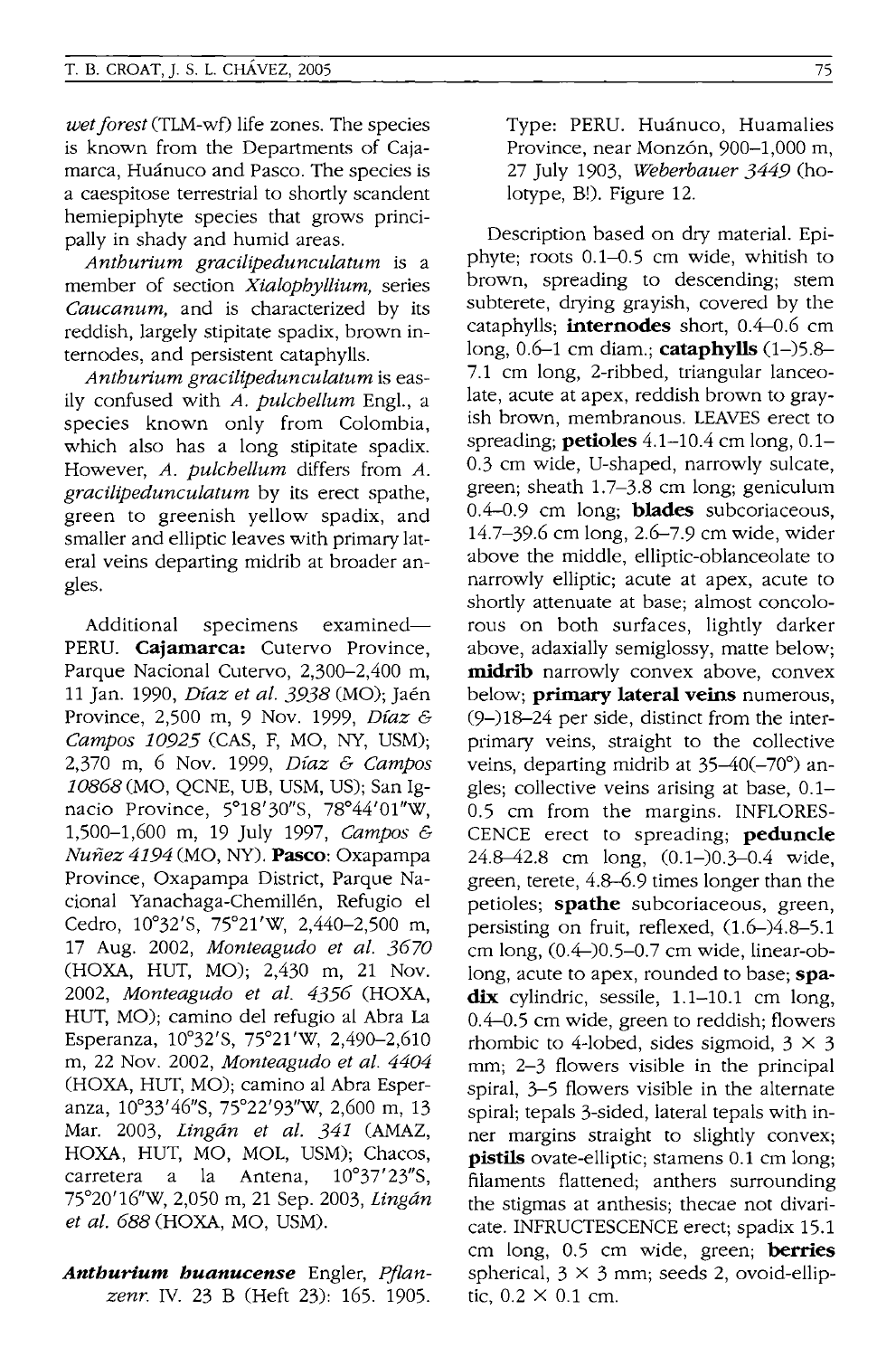*wet forest* (TLM-wf) life zones. The species is known from the Departments of Cajamarca, Huánuco and Pasco. The species is a caespitose terrestrial to shortly scandent hemiepiphyte species that grows principally in shady and humid areas.

*Anthurium gracilipedunculatum* is a member of section *Xialophyllium*, series *Caucanum*, and is characterized by its reddish, largely stipitate spadix, brown internodes, and persistent cataphylls.

*Anthurium gracilipedunculatum* is easily confused with *A. pulchellum* Engl., a species known only from Colombia, which also has a long stipitate spadix. However, *A. pulchellum* differs from *A. gracilipedunculatum* by its erect spathe, green to greenish yellow spadix, and smaller and elliptic leaves with primary lateral veins departing midrib at broader angles.

Additional specimens examined— PERU. **Cajamarca:** Cutervo Province, Parque Nacional Cutervo, 2,300–2,400 m, 11 Jan. 1990, *Díaz et al. 3938* (MO); Jaén Province, 2,500 m, 9 Nov. 1999, *Díaz & Campos 10925* (CAS, F, MO, NY, USM); 2,370 m, 6 Nov. 1999, *Díaz & Campos 10868* (MO, QCNE, UB, USM, US); San Ignacio Province, 5°18'30"S, 78°44'01"W, 1,500–1,600 m, 19 July 1997, *Campos & Nuñez 4194* (MO, NY). **Pasco:** Oxapampa Province, Oxapampa District, Parque Nacional Yanachaga-Chemillén, Refugio el Cedro, 10°32'S, 75°21'W, 2,440–2,500 m, 17 Aug. 2002, *Monteagudo et al. 3670* (HOXA, HUT, MO); 2,430 m, 21 Nov. 2002, *Monteagudo et al. 4356* (HOXA, HUT, MO); camino del refugio al Abra La Esperanza, 10°32'S, 75°21'W, 2,490–2,610 m, 22 Nov. 2002, *Monteagudo et al. 4404* (HOXA, HUT, MO); camino al Abra Esperanza, 10°33'46"S, 75°22'93"W, 2,600 m, 13 Mar. 2003, *Lingán et al. 341* (AMAZ, HOXA, HUT, MO, MOL, USM); Chacos, carretera a la Antena, 10°37'23"S, 75°20'16"W, 2,050 m, 21 Sep. 2003, *Lingán et al. 688* (HOXA, MO, USM).

***Anthurium huanucense*** Engler, *Pflanzenr.* IV. 23 B (Heft 23): 165. 1905.

Type: PERU. Huánuco, Huamalies Province, near Monzón, 900–1,000 m, 27 July 1903, *Weberbauer 3449* (holotype, B!). Figure 12.

Description based on dry material. Epiphyte; roots 0.1–0.5 cm wide, whitish to brown, spreading to descending; stem subterete, drying grayish, covered by the cataphylls; **internodes** short, 0.4–0.6 cm long, 0.6–1 cm diam.; **cataphylls** (1–)5.8–7.1 cm long, 2-ribbed, triangular lanceolate, acute at apex, reddish brown to grayish brown, membranous. LEAVES erect to spreading; **petioles** 4.1–10.4 cm long, 0.1–0.3 cm wide, U-shaped, narrowly sulcate, green; sheath 1.7–3.8 cm long; geniculum 0.4–0.9 cm long; **blades** subcoriaceous, 14.7–39.6 cm long, 2.6–7.9 cm wide, wider above the middle, elliptic-oblanceolate to narrowly elliptic; acute at apex, acute to shortly attenuate at base; almost concolorous on both surfaces, lightly darker above, adaxially semiglossy, matte below; **midrib** narrowly convex above, convex below; **primary lateral veins** numerous, (9–)18–24 per side, distinct from the interprimary veins, straight to the collective veins, departing midrib at 35–40(–70°) angles; collective veins arising at base, 0.1–0.5 cm from the margins. INFLORESCENCE erect to spreading; **peduncle** 24.8–42.8 cm long, (0.1–)0.3–0.4 wide, green, terete, 4.8–6.9 times longer than the petioles; **spathe** subcoriaceous, green, persisting on fruit, reflexed, (1.6–)4.8–5.1 cm long, (0.4–)0.5–0.7 cm wide, linear-oblong, acute to apex, rounded to base; **spadix** cylindric, sessile, 1.1–10.1 cm long, 0.4–0.5 cm wide, green to reddish; flowers rhombic to 4-lobed, sides sigmoid, 3 × 3 mm; 2–3 flowers visible in the principal spiral, 3–5 flowers visible in the alternate spiral; tepals 3-sided, lateral tepals with inner margins straight to slightly convex; **pistils** ovate-elliptic; stamens 0.1 cm long; filaments flattened; anthers surrounding the stigmas at anthesis; thecae not divaricate. INFRUCTESCENCE erect; spadix 15.1 cm long, 0.5 cm wide, green; **berries** spherical, 3 × 3 mm; seeds 2, ovoid-elliptic, 0.2 × 0.1 cm.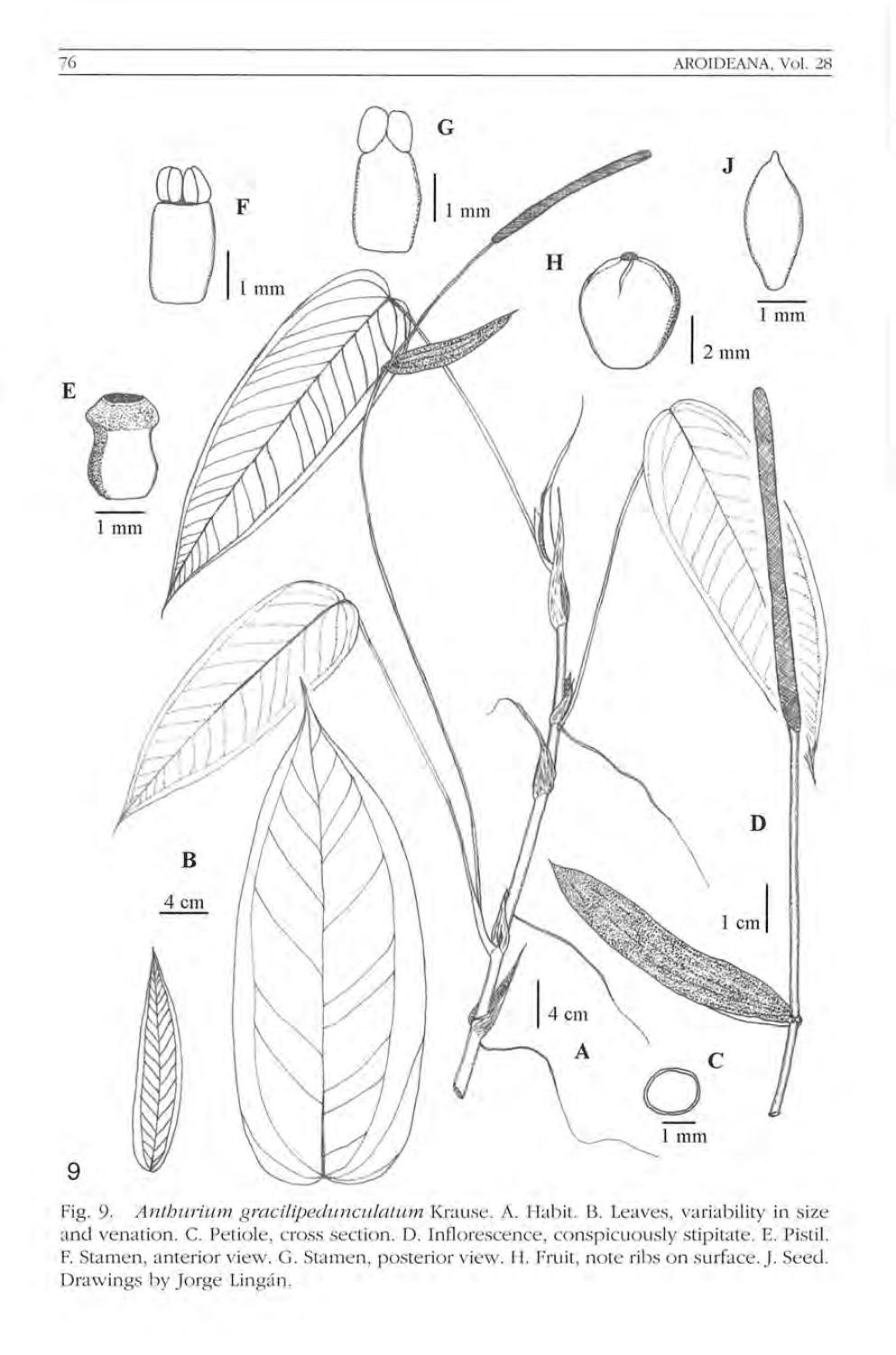Fig. 9. *Anthurium gracilipedunculatum* Krause. A. Habit. B. Leaves, variability in size and venation. C. Petiole, cross section. D. Inflorescence, conspicuously stipitate. E. Pistil. F. Stamen, anterior view. G. Stamen, posterior view. H. Fruit, note ribs on surface. J. Seed. Drawings by Jorge Lingán.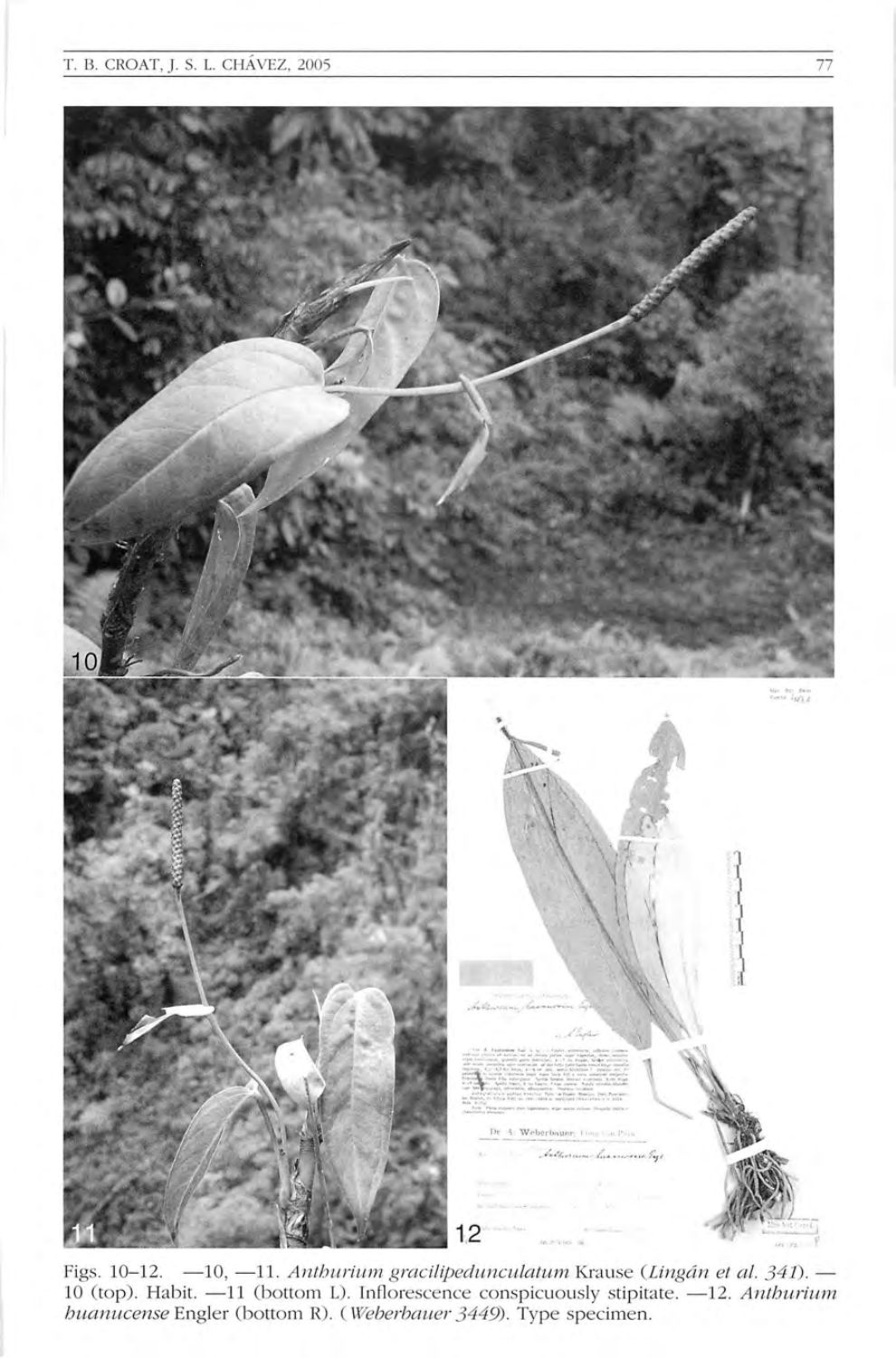Figs. 10–12. —10, —11. *Anthurium gracilipedunculatum* Krause (*Lingán et al. 341*). — 10 (top). Habit. —11 (bottom L). Inflorescence conspicuously stipitate. —12. *Anthurium huanucense* Engler (bottom R). (*Weberbauer 3449*). Type specimen.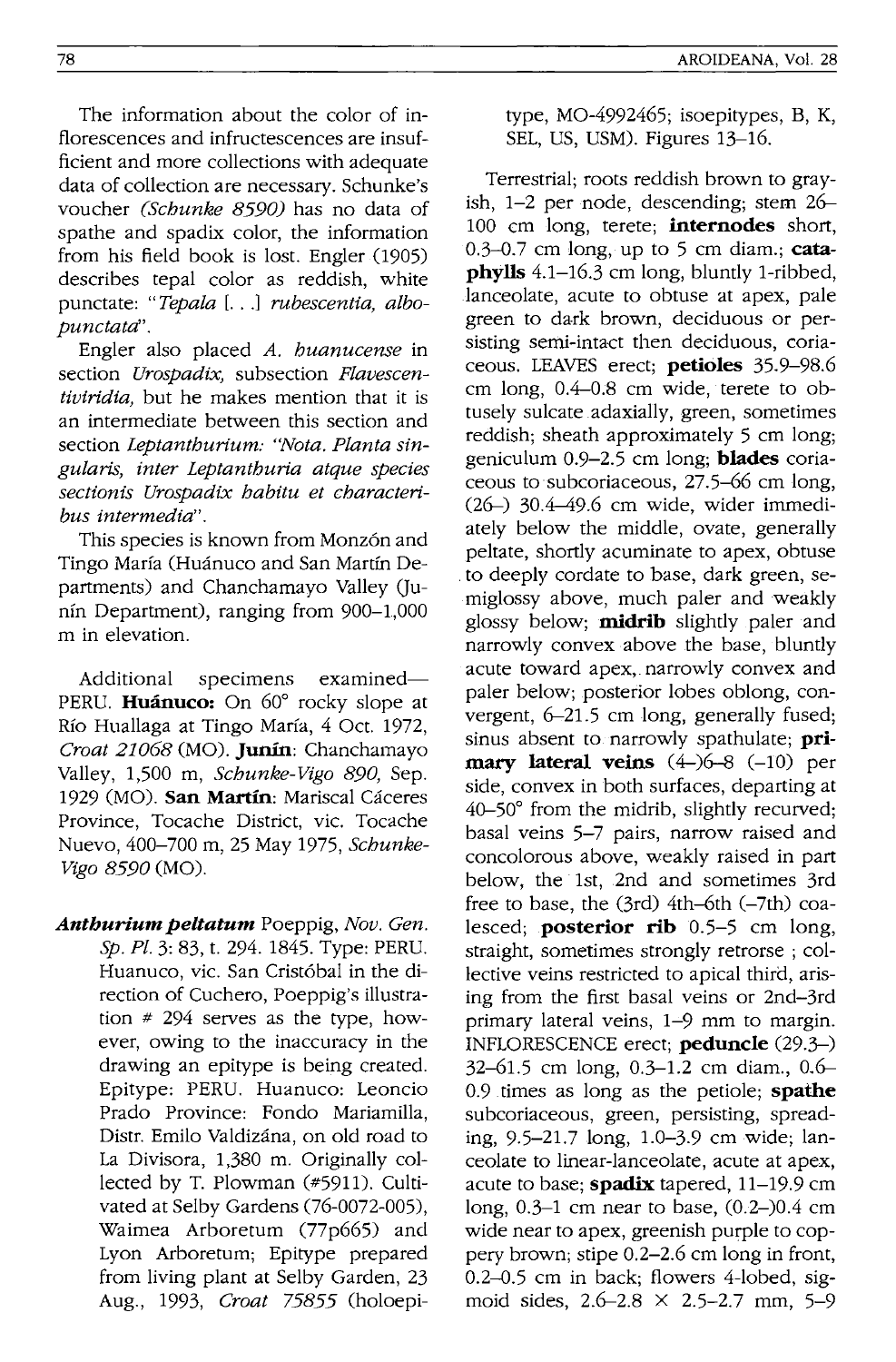The information about the color of inflorescences and infructescences are insufficient and more collections with adequate data of collection are necessary. Schunke's voucher (*Schunke 8590*) has no data of spathe and spadix color, the information from his field book is lost. Engler (1905) describes tepal color as reddish, white punctate: "*Tepala* [. . .] *rubescentia, albopunctata*".

Engler also placed *A. huanucense* in section *Urospadix*, subsection *Flavescentiviridia*, but he makes mention that it is an intermediate between this section and section *Leptanthurium*: "*Nota. Planta singularis, inter Leptanthuria atque species sectionis Urospadix habitu et characteribus intermedia*".

This species is known from Monzón and Tingo María (Huánuco and San Martín Departments) and Chanchamayo Valley (Junín Department), ranging from 900–1,000 m in elevation.

Additional specimens examined—PERU. **Huánuco:** On 60° rocky slope at Río Huallaga at Tingo María, 4 Oct. 1972, *Croat 21068* (MO). **Junín**: Chanchamayo Valley, 1,500 m, *Schunke-Vigo 890*, Sep. 1929 (MO). **San Martín**: Mariscal Cáceres Province, Tocache District, vic. Tocache Nuevo, 400–700 m, 25 May 1975, *Schunke-Vigo 8590* (MO).

***Anthurium peltatum*** Poeppig, *Nov. Gen. Sp. Pl.* 3: 83, t. 294. 1845. Type: PERU. Huanuco, vic. San Cristóbal in the direction of Cuchero, Poeppig's illustration # 294 serves as the type, however, owing to the inaccuracy in the drawing an epitype is being created. Epitype: PERU. Huanuco: Leoncio Prado Province: Fondo Mariamilla, Distr. Emilo Valdizána, on old road to La Divisora, 1,380 m. Originally collected by T. Plowman (#5911). Cultivated at Selby Gardens (76-0072-005), Waimea Arboretum (77p665) and Lyon Arboretum; Epitype prepared from living plant at Selby Garden, 23 Aug., 1993, *Croat 75855* (holoepitype, MO-4992465; isoepitypes, B, K, SEL, US, USM). Figures 13–16.

Terrestrial; roots reddish brown to grayish, 1–2 per node, descending; stem 26–100 cm long, terete; **internodes** short, 0.3–0.7 cm long, up to 5 cm diam.; **cataphylls** 4.1–16.3 cm long, bluntly 1-ribbed, lanceolate, acute to obtuse at apex, pale green to dark brown, deciduous or persisting semi-intact then deciduous, coriaceous. LEAVES erect; **petioles** 35.9–98.6 cm long, 0.4–0.8 cm wide, terete to obtusely sulcate adaxially, green, sometimes reddish; sheath approximately 5 cm long; geniculum 0.9–2.5 cm long; **blades** coriaceous to subcoriaceous, 27.5–66 cm long, (26–) 30.4–49.6 cm wide, wider immediately below the middle, ovate, generally peltate, shortly acuminate to apex, obtuse to deeply cordate to base, dark green, semiglossy above, much paler and weakly glossy below; **midrib** slightly paler and narrowly convex above the base, bluntly acute toward apex, narrowly convex and paler below; posterior lobes oblong, convergent, 6–21.5 cm long, generally fused; sinus absent to narrowly spathulate; **primary lateral veins** (4–)6–8 (–10) per side, convex in both surfaces, departing at 40–50° from the midrib, slightly recurved; basal veins 5–7 pairs, narrow raised and concolorous above, weakly raised in part below, the 1st, 2nd and sometimes 3rd free to base, the (3rd) 4th–6th (–7th) coalesced; **posterior rib** 0.5–5 cm long, straight, sometimes strongly retrorse ; collective veins restricted to apical third, arising from the first basal veins or 2nd–3rd primary lateral veins, 1–9 mm to margin. INFLORESCENCE erect; **peduncle** (29.3–) 32–61.5 cm long, 0.3–1.2 cm diam., 0.6–0.9 times as long as the petiole; **spathe** subcoriaceous, green, persisting, spreading, 9.5–21.7 long, 1.0–3.9 cm wide; lanceolate to linear-lanceolate, acute at apex, acute to base; **spadix** tapered, 11–19.9 cm long, 0.3–1 cm near to base, (0.2–)0.4 cm wide near to apex, greenish purple to coppery brown; stipe 0.2–2.6 cm long in front, 0.2–0.5 cm in back; flowers 4-lobed, sigmoid sides, 2.6–2.8 × 2.5–2.7 mm, 5–9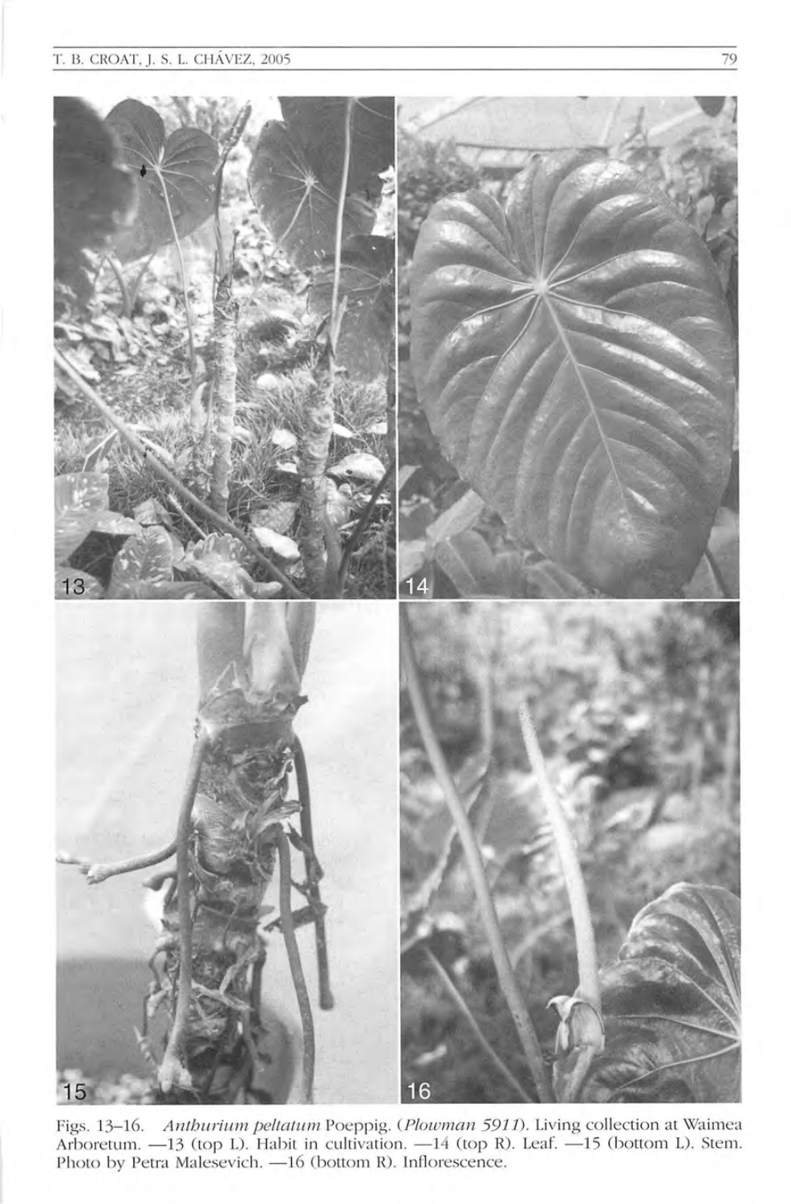Figs. 13–16. *Anthurium peltatum* Poeppig. (*Plowman 5911*). Living collection at Waimea Arboretum. —13 (top L). Habit in cultivation. —14 (top R). Leaf. —15 (bottom L). Stem. Photo by Petra Malesevich. —16 (bottom R). Inflorescence.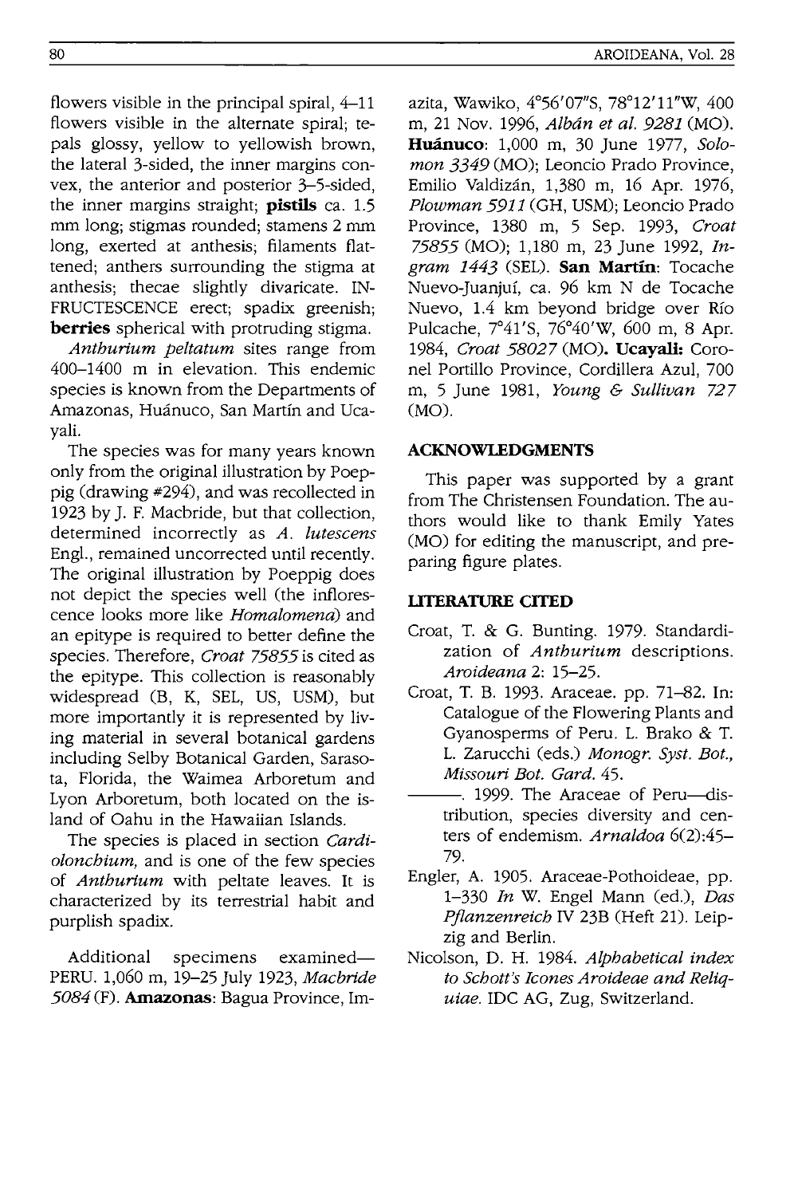flowers visible in the principal spiral, 4–11 flowers visible in the alternate spiral; tepals glossy, yellow to yellowish brown, the lateral 3-sided, the inner margins convex, the anterior and posterior 3–5-sided, the inner margins straight; **pistils** ca. 1.5 mm long; stigmas rounded; stamens 2 mm long, exerted at anthesis; filaments flattened; anthers surrounding the stigma at anthesis; thecae slightly divaricate. INFRUCTESCENCE erect; spadix greenish; **berries** spherical with protruding stigma.

*Anthurium peltatum* sites range from 400–1400 m in elevation. This endemic species is known from the Departments of Amazonas, Huánuco, San Martín and Ucayali.

The species was for many years known only from the original illustration by Poeppig (drawing #294), and was recollected in 1923 by J. F. Macbride, but that collection, determined incorrectly as *A. lutescens* Engl., remained uncorrected until recently. The original illustration by Poeppig does not depict the species well (the inflorescence looks more like *Homalomena*) and an epitype is required to better define the species. Therefore, *Croat 75855* is cited as the epitype. This collection is reasonably widespread (B, K, SEL, US, USM), but more importantly it is represented by living material in several botanical gardens including Selby Botanical Garden, Sarasota, Florida, the Waimea Arboretum and Lyon Arboretum, both located on the island of Oahu in the Hawaiian Islands.

The species is placed in section *Cardiolonchium,* and is one of the few species of *Anthurium* with peltate leaves. It is characterized by its terrestrial habit and purplish spadix.

Additional specimens examined—PERU. 1,060 m, 19–25 July 1923, *Macbride 5084* (F). **Amazonas**: Bagua Province, Imazita, Wawiko, 4°56′07″S, 78°12′11″W, 400 m, 21 Nov. 1996, *Albán et al. 9281* (MO). **Huánuco**: 1,000 m, 30 June 1977, *Solomon 3349* (MO); Leoncio Prado Province, Emilio Valdizán, 1,380 m, 16 Apr. 1976, *Plowman 5911* (GH, USM); Leoncio Prado Province, 1380 m, 5 Sep. 1993, *Croat 75855* (MO); 1,180 m, 23 June 1992, *Ingram 1443* (SEL). **San Martín**: Tocache Nuevo-Juanjuí, ca. 96 km N de Tocache Nuevo, 1.4 km beyond bridge over Río Pulcache, 7°41′S, 76°40′W, 600 m, 8 Apr. 1984, *Croat 58027* (MO). **Ucayali:** Coronel Portillo Province, Cordillera Azul, 700 m, 5 June 1981, *Young & Sullivan 727* (MO).

## ACKNOWLEDGMENTS

This paper was supported by a grant from The Christensen Foundation. The authors would like to thank Emily Yates (MO) for editing the manuscript, and preparing figure plates.

## LITERATURE CITED

Croat, T. & G. Bunting. 1979. Standardization of *Anthurium* descriptions. *Aroideana* 2: 15–25.

Croat, T. B. 1993. Araceae. pp. 71–82. In: Catalogue of the Flowering Plants and Gyanosperms of Peru. L. Brako & T. L. Zarucchi (eds.) *Monogr. Syst. Bot., Missouri Bot. Gard.* 45.

———. 1999. The Araceae of Peru—distribution, species diversity and centers of endemism. *Arnaldoa* 6(2):45–79.

Engler, A. 1905. Araceae-Pothoideae, pp. 1–330 *In* W. Engel Mann (ed.), *Das Pflanzenreich* IV 23B (Heft 21). Leipzig and Berlin.

Nicolson, D. H. 1984. *Alphabetical index to Schott's Icones Aroideae and Reliquiae.* IDC AG, Zug, Switzerland.